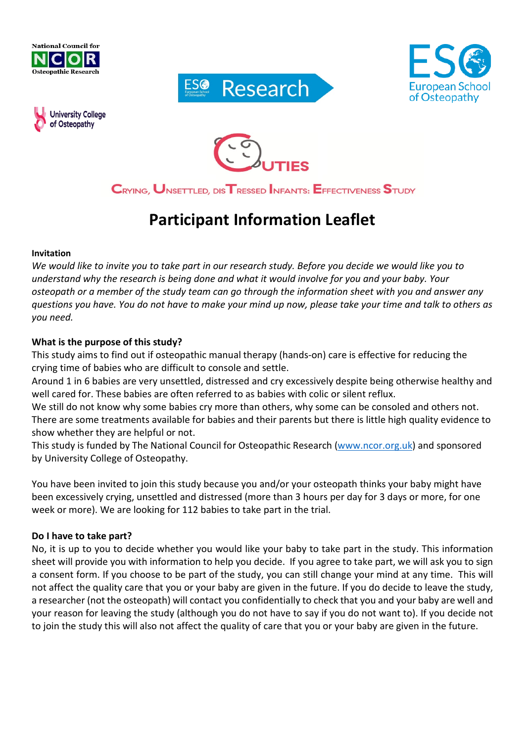National Council for NCOR Osteopathic Research

University College of Osteopathy

ESO Research

ESO European School of Osteopathy

CUTIES

CRYING, UNSETTLED, DISTRESSED INFANTS: EFFECTIVENESS STUDY

# Participant Information Leaflet

**Invitation**

*We would like to invite you to take part in our research study. Before you decide we would like you to understand why the research is being done and what it would involve for you and your baby. Your osteopath or a member of the study team can go through the information sheet with you and answer any questions you have. You do not have to make your mind up now, please take your time and talk to others as you need.*

**What is the purpose of this study?**

This study aims to find out if osteopathic manual therapy (hands-on) care is effective for reducing the crying time of babies who are difficult to console and settle.

Around 1 in 6 babies are very unsettled, distressed and cry excessively despite being otherwise healthy and well cared for. These babies are often referred to as babies with colic or silent reflux.

We still do not know why some babies cry more than others, why some can be consoled and others not. There are some treatments available for babies and their parents but there is little high quality evidence to show whether they are helpful or not.

This study is funded by The National Council for Osteopathic Research (www.ncor.org.uk) and sponsored by University College of Osteopathy.

You have been invited to join this study because you and/or your osteopath thinks your baby might have been excessively crying, unsettled and distressed (more than 3 hours per day for 3 days or more, for one week or more). We are looking for 112 babies to take part in the trial.

**Do I have to take part?**

No, it is up to you to decide whether you would like your baby to take part in the study. This information sheet will provide you with information to help you decide. If you agree to take part, we will ask you to sign a consent form. If you choose to be part of the study, you can still change your mind at any time. This will not affect the quality care that you or your baby are given in the future. If you do decide to leave the study, a researcher (not the osteopath) will contact you confidentially to check that you and your baby are well and your reason for leaving the study (although you do not have to say if you do not want to). If you decide not to join the study this will also not affect the quality of care that you or your baby are given in the future.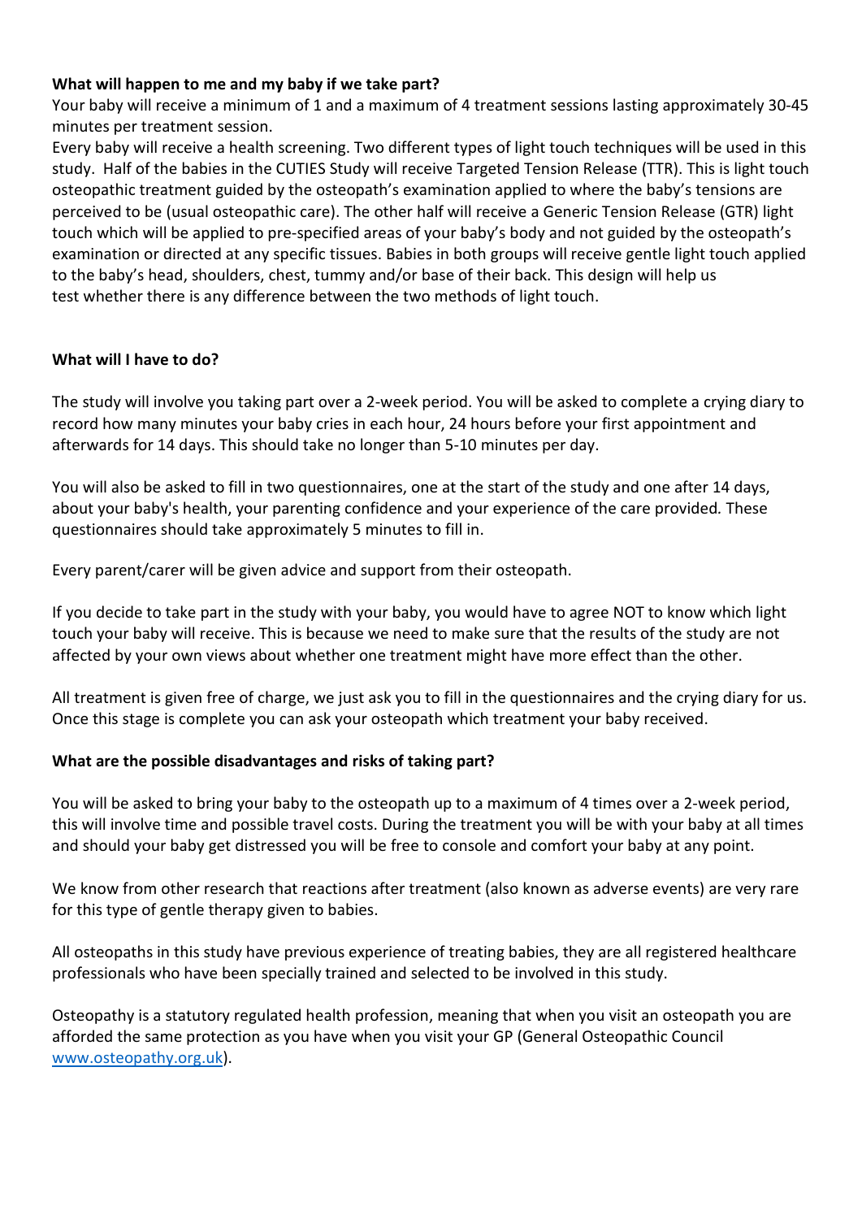**What will happen to me and my baby if we take part?**

Your baby will receive a minimum of 1 and a maximum of 4 treatment sessions lasting approximately 30-45 minutes per treatment session.

Every baby will receive a health screening. Two different types of light touch techniques will be used in this study. Half of the babies in the CUTIES Study will receive Targeted Tension Release (TTR). This is light touch osteopathic treatment guided by the osteopath's examination applied to where the baby's tensions are perceived to be (usual osteopathic care). The other half will receive a Generic Tension Release (GTR) light touch which will be applied to pre-specified areas of your baby's body and not guided by the osteopath's examination or directed at any specific tissues. Babies in both groups will receive gentle light touch applied to the baby's head, shoulders, chest, tummy and/or base of their back. This design will help us test whether there is any difference between the two methods of light touch.

**What will I have to do?**

The study will involve you taking part over a 2-week period. You will be asked to complete a crying diary to record how many minutes your baby cries in each hour, 24 hours before your first appointment and afterwards for 14 days. This should take no longer than 5-10 minutes per day.

You will also be asked to fill in two questionnaires, one at the start of the study and one after 14 days, about your baby's health, your parenting confidence and your experience of the care provided. These questionnaires should take approximately 5 minutes to fill in.

Every parent/carer will be given advice and support from their osteopath.

If you decide to take part in the study with your baby, you would have to agree NOT to know which light touch your baby will receive. This is because we need to make sure that the results of the study are not affected by your own views about whether one treatment might have more effect than the other.

All treatment is given free of charge, we just ask you to fill in the questionnaires and the crying diary for us. Once this stage is complete you can ask your osteopath which treatment your baby received.

**What are the possible disadvantages and risks of taking part?**

You will be asked to bring your baby to the osteopath up to a maximum of 4 times over a 2-week period, this will involve time and possible travel costs. During the treatment you will be with your baby at all times and should your baby get distressed you will be free to console and comfort your baby at any point.

We know from other research that reactions after treatment (also known as adverse events) are very rare for this type of gentle therapy given to babies.

All osteopaths in this study have previous experience of treating babies, they are all registered healthcare professionals who have been specially trained and selected to be involved in this study.

Osteopathy is a statutory regulated health profession, meaning that when you visit an osteopath you are afforded the same protection as you have when you visit your GP (General Osteopathic Council [www.osteopathy.org.uk](www.osteopathy.org.uk)).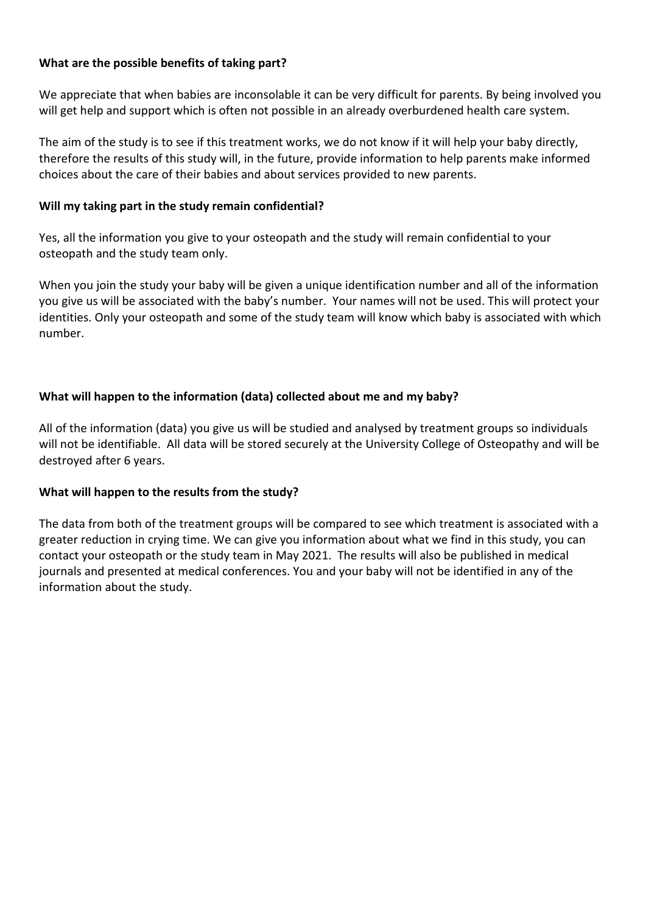**What are the possible benefits of taking part?**

We appreciate that when babies are inconsolable it can be very difficult for parents. By being involved you will get help and support which is often not possible in an already overburdened health care system.

The aim of the study is to see if this treatment works, we do not know if it will help your baby directly, therefore the results of this study will, in the future, provide information to help parents make informed choices about the care of their babies and about services provided to new parents.

**Will my taking part in the study remain confidential?**

Yes, all the information you give to your osteopath and the study will remain confidential to your osteopath and the study team only.

When you join the study your baby will be given a unique identification number and all of the information you give us will be associated with the baby's number. Your names will not be used. This will protect your identities. Only your osteopath and some of the study team will know which baby is associated with which number.

**What will happen to the information (data) collected about me and my baby?**

All of the information (data) you give us will be studied and analysed by treatment groups so individuals will not be identifiable. All data will be stored securely at the University College of Osteopathy and will be destroyed after 6 years.

**What will happen to the results from the study?**

The data from both of the treatment groups will be compared to see which treatment is associated with a greater reduction in crying time. We can give you information about what we find in this study, you can contact your osteopath or the study team in May 2021. The results will also be published in medical journals and presented at medical conferences. You and your baby will not be identified in any of the information about the study.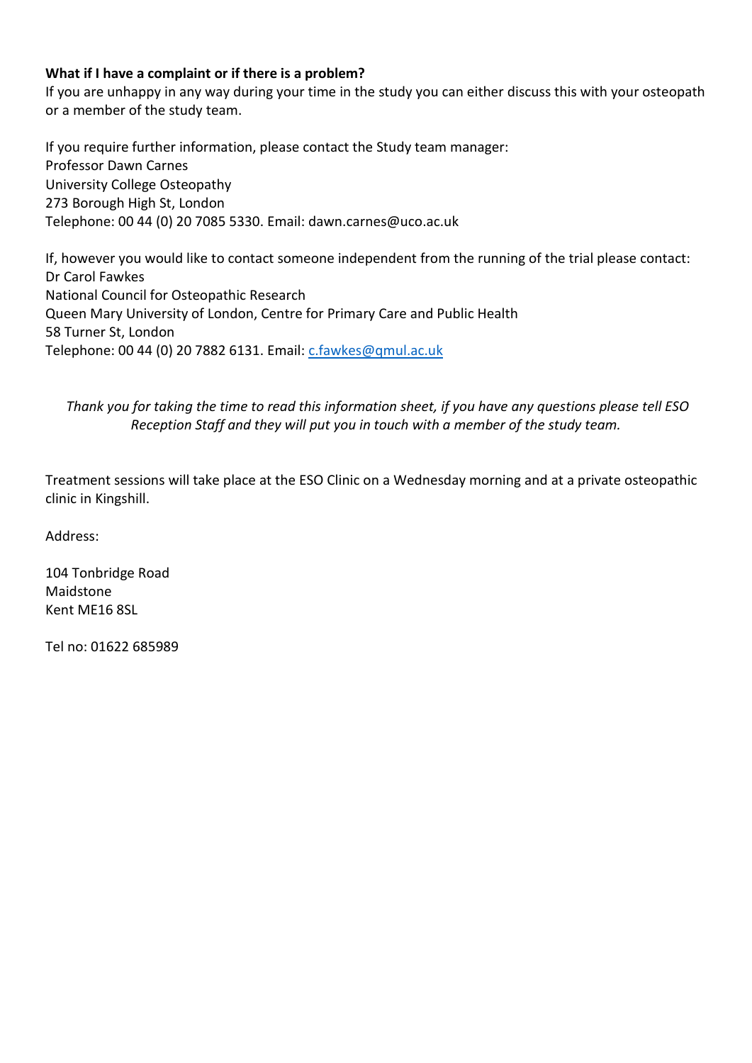**What if I have a complaint or if there is a problem?**

If you are unhappy in any way during your time in the study you can either discuss this with your osteopath or a member of the study team.

If you require further information, please contact the Study team manager:
Professor Dawn Carnes
University College Osteopathy
273 Borough High St, London
Telephone: 00 44 (0) 20 7085 5330. Email: dawn.carnes@uco.ac.uk

If, however you would like to contact someone independent from the running of the trial please contact:
Dr Carol Fawkes
National Council for Osteopathic Research
Queen Mary University of London, Centre for Primary Care and Public Health
58 Turner St, London
Telephone: 00 44 (0) 20 7882 6131. Email: c.fawkes@qmul.ac.uk

*Thank you for taking the time to read this information sheet, if you have any questions please tell ESO Reception Staff and they will put you in touch with a member of the study team.*

Treatment sessions will take place at the ESO Clinic on a Wednesday morning and at a private osteopathic clinic in Kingshill.

Address:

104 Tonbridge Road
Maidstone
Kent ME16 8SL

Tel no: 01622 685989